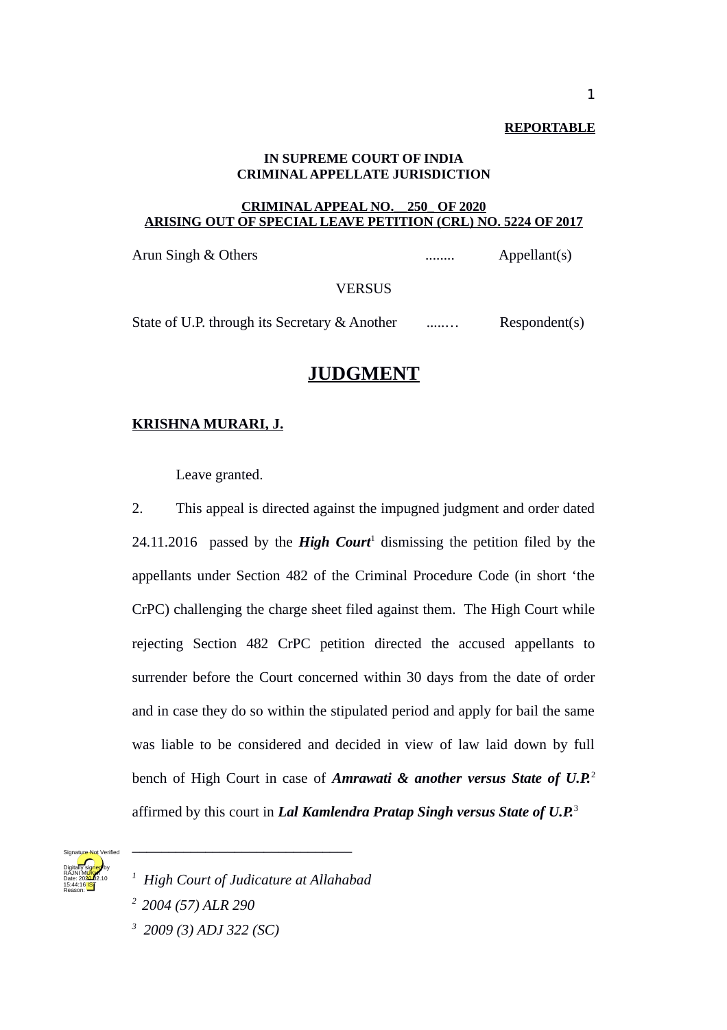**REPORTABLE**

**IN SUPREME COURT OF INDIA**
**CRIMINAL APPELLATE JURISDICTION**

**CRIMINAL APPEAL NO. 250 OF 2020**
**ARISING OUT OF SPECIAL LEAVE PETITION (CRL) NO. 5224 OF 2017**

Arun Singh & Others ........ Appellant(s)

VERSUS

State of U.P. through its Secretary & Another ......… Respondent(s)

# JUDGMENT

**KRISHNA MURARI, J.**

Leave granted.

2. This appeal is directed against the impugned judgment and order dated 24.11.2016 passed by the ***High Court***[1] dismissing the petition filed by the appellants under Section 482 of the Criminal Procedure Code (in short 'the CrPC) challenging the charge sheet filed against them. The High Court while rejecting Section 482 CrPC petition directed the accused appellants to surrender before the Court concerned within 30 days from the date of order and in case they do so within the stipulated period and apply for bail the same was liable to be considered and decided in view of law laid down by full bench of High Court in case of ***Amrawati & another versus State of U.P.***[2] affirmed by this court in ***Lal Kamlendra Pratap Singh versus State of U.P.***[3]

---

[1] *High Court of Judicature at Allahabad*

[2] *2004 (57) ALR 290*

[3] *2009 (3) ADJ 322 (SC)*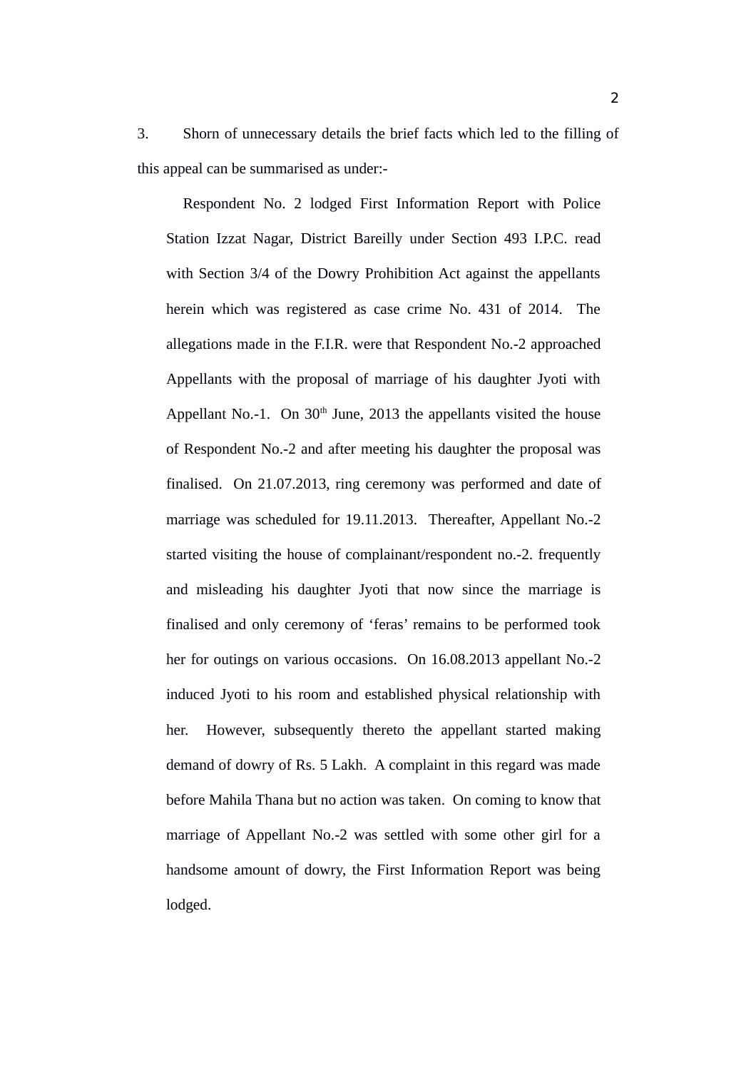3. Shorn of unnecessary details the brief facts which led to the filling of this appeal can be summarised as under:-

> Respondent No. 2 lodged First Information Report with Police Station Izzat Nagar, District Bareilly under Section 493 I.P.C. read with Section 3/4 of the Dowry Prohibition Act against the appellants herein which was registered as case crime No. 431 of 2014. The allegations made in the F.I.R. were that Respondent No.-2 approached Appellants with the proposal of marriage of his daughter Jyoti with Appellant No.-1. On 30th June, 2013 the appellants visited the house of Respondent No.-2 and after meeting his daughter the proposal was finalised. On 21.07.2013, ring ceremony was performed and date of marriage was scheduled for 19.11.2013. Thereafter, Appellant No.-2 started visiting the house of complainant/respondent no.-2. frequently and misleading his daughter Jyoti that now since the marriage is finalised and only ceremony of 'feras' remains to be performed took her for outings on various occasions. On 16.08.2013 appellant No.-2 induced Jyoti to his room and established physical relationship with her. However, subsequently thereto the appellant started making demand of dowry of Rs. 5 Lakh. A complaint in this regard was made before Mahila Thana but no action was taken. On coming to know that marriage of Appellant No.-2 was settled with some other girl for a handsome amount of dowry, the First Information Report was being lodged.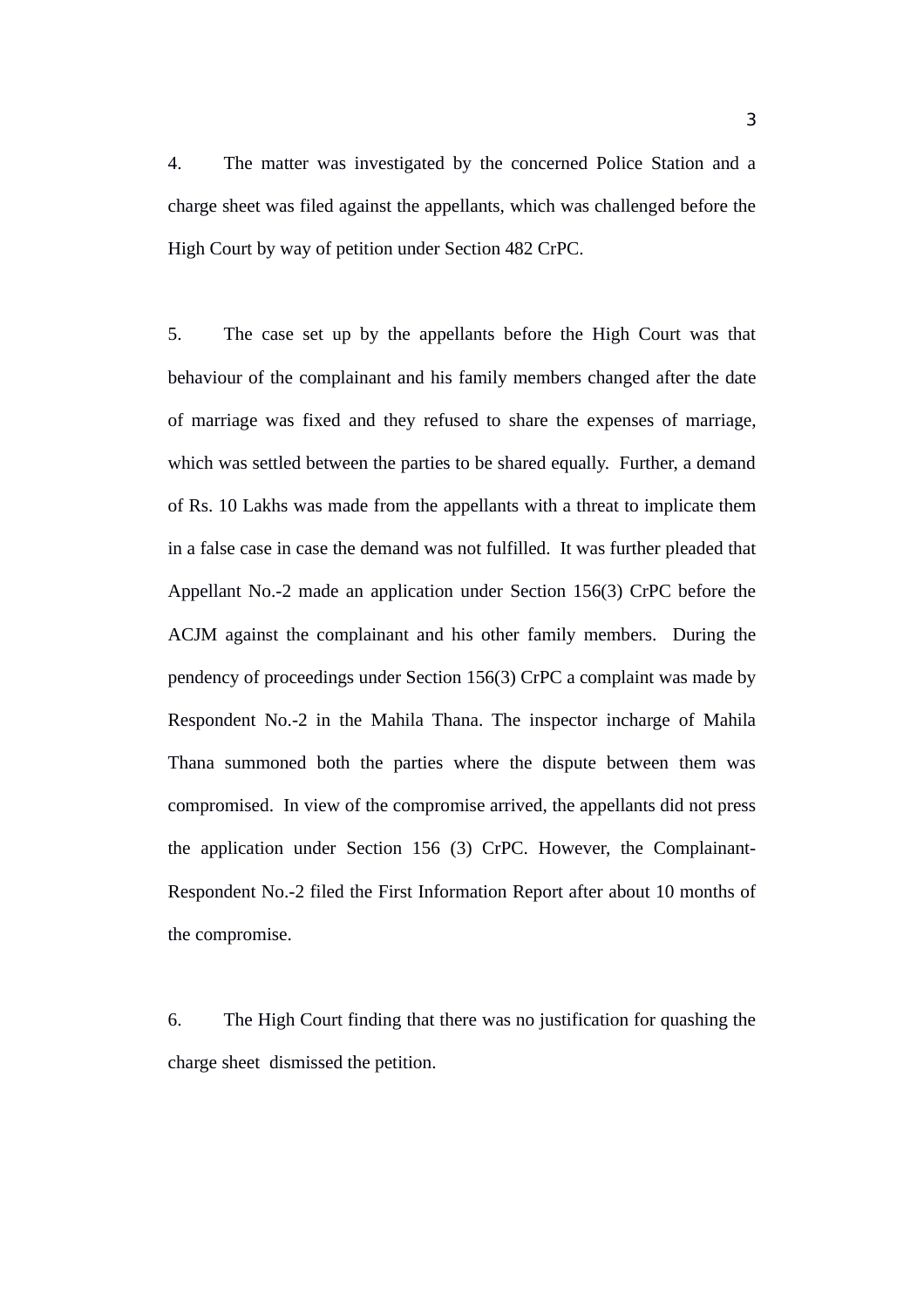4. The matter was investigated by the concerned Police Station and a charge sheet was filed against the appellants, which was challenged before the High Court by way of petition under Section 482 CrPC.

5. The case set up by the appellants before the High Court was that behaviour of the complainant and his family members changed after the date of marriage was fixed and they refused to share the expenses of marriage, which was settled between the parties to be shared equally. Further, a demand of Rs. 10 Lakhs was made from the appellants with a threat to implicate them in a false case in case the demand was not fulfilled. It was further pleaded that Appellant No.-2 made an application under Section 156(3) CrPC before the ACJM against the complainant and his other family members. During the pendency of proceedings under Section 156(3) CrPC a complaint was made by Respondent No.-2 in the Mahila Thana. The inspector incharge of Mahila Thana summoned both the parties where the dispute between them was compromised. In view of the compromise arrived, the appellants did not press the application under Section 156 (3) CrPC. However, the Complainant-Respondent No.-2 filed the First Information Report after about 10 months of the compromise.

6. The High Court finding that there was no justification for quashing the charge sheet dismissed the petition.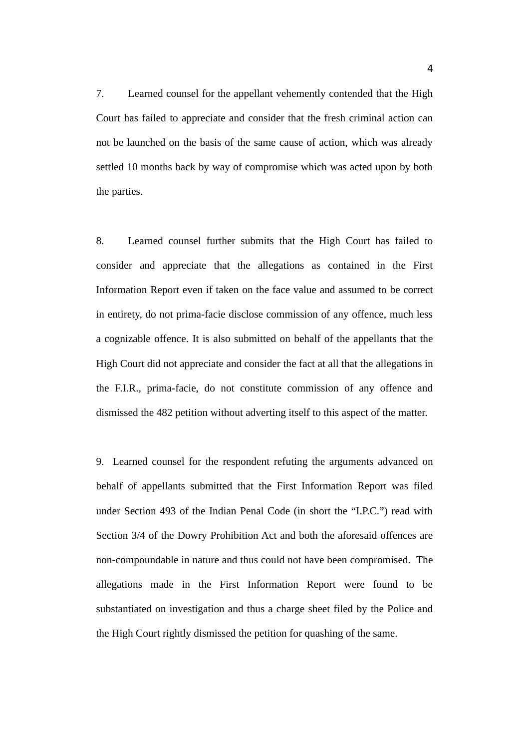7. Learned counsel for the appellant vehemently contended that the High Court has failed to appreciate and consider that the fresh criminal action can not be launched on the basis of the same cause of action, which was already settled 10 months back by way of compromise which was acted upon by both the parties.

8. Learned counsel further submits that the High Court has failed to consider and appreciate that the allegations as contained in the First Information Report even if taken on the face value and assumed to be correct in entirety, do not prima-facie disclose commission of any offence, much less a cognizable offence. It is also submitted on behalf of the appellants that the High Court did not appreciate and consider the fact at all that the allegations in the F.I.R., prima-facie, do not constitute commission of any offence and dismissed the 482 petition without adverting itself to this aspect of the matter.

9. Learned counsel for the respondent refuting the arguments advanced on behalf of appellants submitted that the First Information Report was filed under Section 493 of the Indian Penal Code (in short the "I.P.C.") read with Section 3/4 of the Dowry Prohibition Act and both the aforesaid offences are non-compoundable in nature and thus could not have been compromised. The allegations made in the First Information Report were found to be substantiated on investigation and thus a charge sheet filed by the Police and the High Court rightly dismissed the petition for quashing of the same.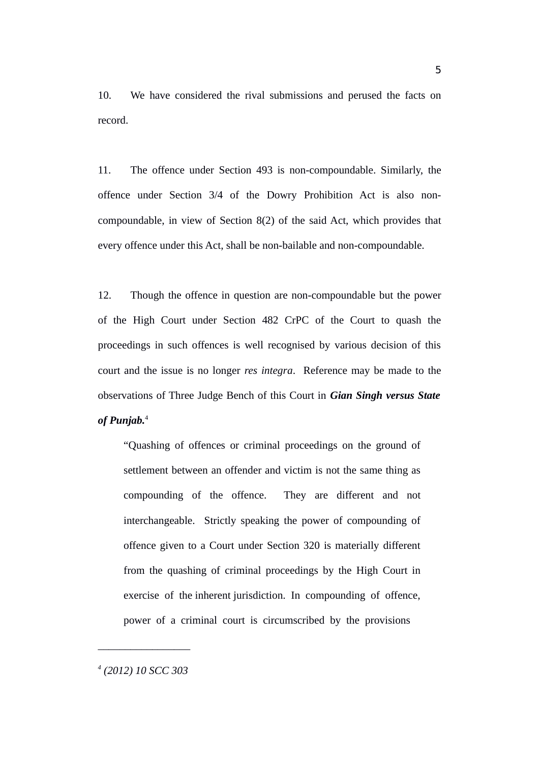10. We have considered the rival submissions and perused the facts on record.

11. The offence under Section 493 is non-compoundable. Similarly, the offence under Section 3/4 of the Dowry Prohibition Act is also non-compoundable, in view of Section 8(2) of the said Act, which provides that every offence under this Act, shall be non-bailable and non-compoundable.

12. Though the offence in question are non-compoundable but the power of the High Court under Section 482 CrPC of the Court to quash the proceedings in such offences is well recognised by various decision of this court and the issue is no longer *res integra*. Reference may be made to the observations of Three Judge Bench of this Court in ***Gian Singh versus State of Punjab.***[4]

> "Quashing of offences or criminal proceedings on the ground of settlement between an offender and victim is not the same thing as compounding of the offence. They are different and not interchangeable. Strictly speaking the power of compounding of offence given to a Court under Section 320 is materially different from the quashing of criminal proceedings by the High Court in exercise of the inherent jurisdiction. In compounding of offence, power of a criminal court is circumscribed by the provisions

---

[4] *(2012) 10 SCC 303*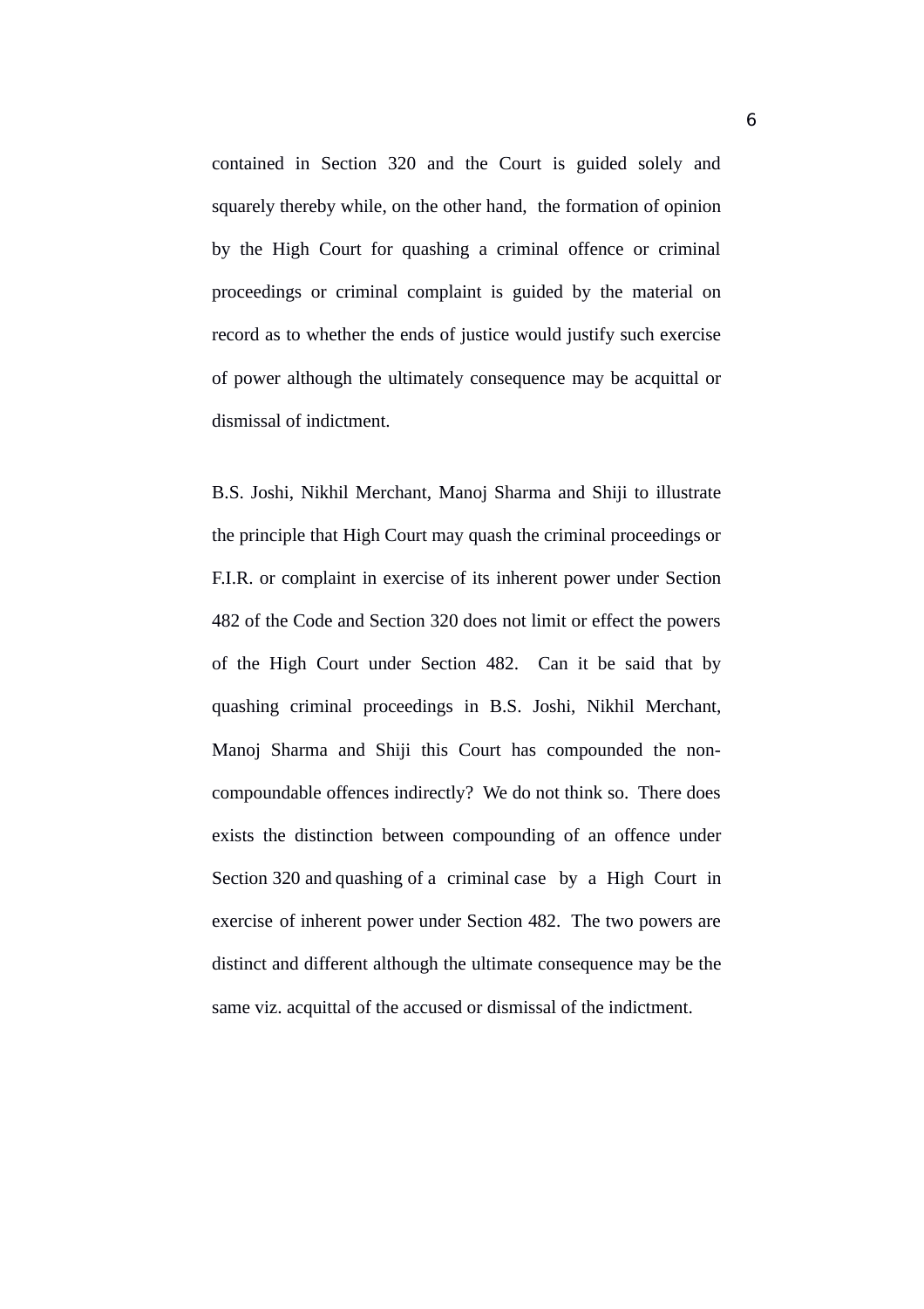contained in Section 320 and the Court is guided solely and squarely thereby while, on the other hand, the formation of opinion by the High Court for quashing a criminal offence or criminal proceedings or criminal complaint is guided by the material on record as to whether the ends of justice would justify such exercise of power although the ultimately consequence may be acquittal or dismissal of indictment.

B.S. Joshi, Nikhil Merchant, Manoj Sharma and Shiji to illustrate the principle that High Court may quash the criminal proceedings or F.I.R. or complaint in exercise of its inherent power under Section 482 of the Code and Section 320 does not limit or effect the powers of the High Court under Section 482. Can it be said that by quashing criminal proceedings in B.S. Joshi, Nikhil Merchant, Manoj Sharma and Shiji this Court has compounded the non-compoundable offences indirectly? We do not think so. There does exists the distinction between compounding of an offence under Section 320 and quashing of a criminal case by a High Court in exercise of inherent power under Section 482. The two powers are distinct and different although the ultimate consequence may be the same viz. acquittal of the accused or dismissal of the indictment.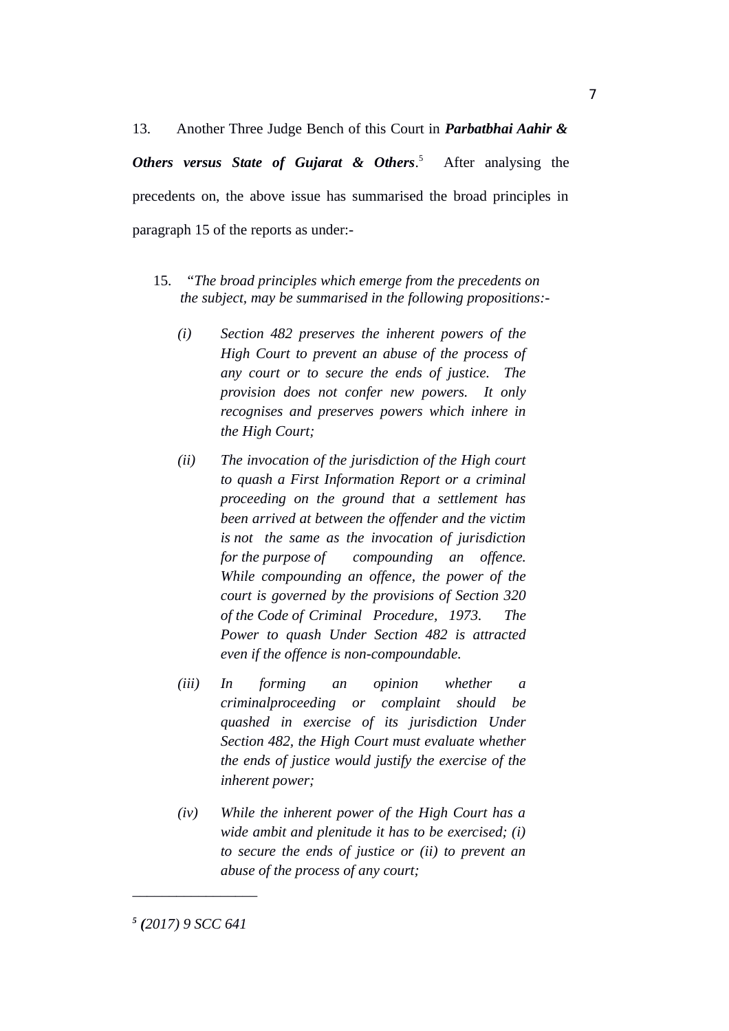13. Another Three Judge Bench of this Court in ***Parbatbhai Aahir & Others versus State of Gujarat & Others***.[5] After analysing the precedents on, the above issue has summarised the broad principles in paragraph 15 of the reports as under:-

> 15. "*The broad principles which emerge from the precedents on the subject, may be summarised in the following propositions:-*
>
> *(i) Section 482 preserves the inherent powers of the High Court to prevent an abuse of the process of any court or to secure the ends of justice. The provision does not confer new powers. It only recognises and preserves powers which inhere in the High Court;*
>
> *(ii) The invocation of the jurisdiction of the High court to quash a First Information Report or a criminal proceeding on the ground that a settlement has been arrived at between the offender and the victim is not the same as the invocation of jurisdiction for the purpose of compounding an offence. While compounding an offence, the power of the court is governed by the provisions of Section 320 of the Code of Criminal Procedure, 1973. The Power to quash Under Section 482 is attracted even if the offence is non-compoundable.*
>
> *(iii) In forming an opinion whether a criminalproceeding or complaint should be quashed in exercise of its jurisdiction Under Section 482, the High Court must evaluate whether the ends of justice would justify the exercise of the inherent power;*
>
> *(iv) While the inherent power of the High Court has a wide ambit and plenitude it has to be exercised; (i) to secure the ends of justice or (ii) to prevent an abuse of the process of any court;*

---

[5] *(2017) 9 SCC 641*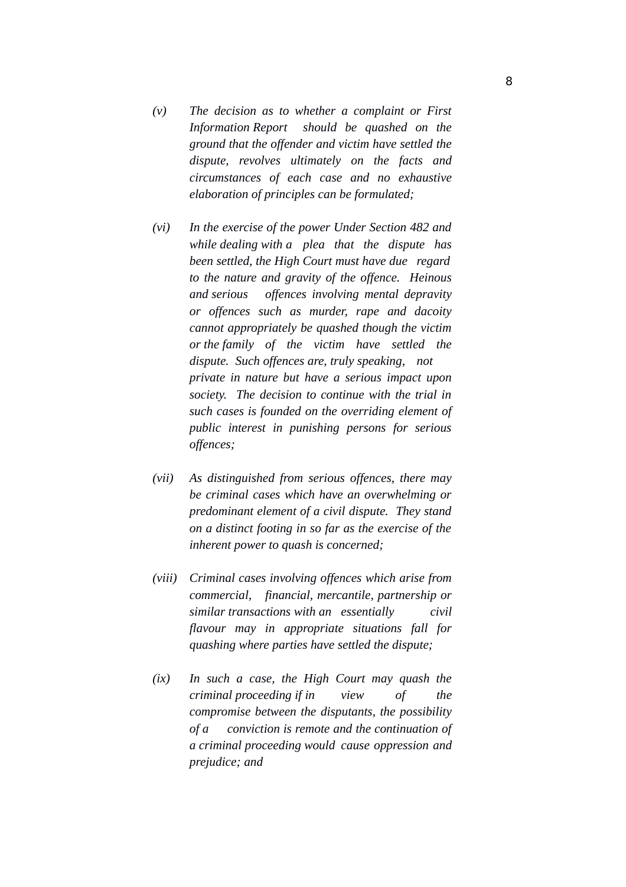*(v)* *The decision as to whether a complaint or First Information Report should be quashed on the ground that the offender and victim have settled the dispute, revolves ultimately on the facts and circumstances of each case and no exhaustive elaboration of principles can be formulated;*

*(vi)* *In the exercise of the power Under Section 482 and while dealing with a plea that the dispute has been settled, the High Court must have due regard to the nature and gravity of the offence. Heinous and serious offences involving mental depravity or offences such as murder, rape and dacoity cannot appropriately be quashed though the victim or the family of the victim have settled the dispute. Such offences are, truly speaking, not private in nature but have a serious impact upon society. The decision to continue with the trial in such cases is founded on the overriding element of public interest in punishing persons for serious offences;*

*(vii)* *As distinguished from serious offences, there may be criminal cases which have an overwhelming or predominant element of a civil dispute. They stand on a distinct footing in so far as the exercise of the inherent power to quash is concerned;*

*(viii)* *Criminal cases involving offences which arise from commercial, financial, mercantile, partnership or similar transactions with an essentially civil flavour may in appropriate situations fall for quashing where parties have settled the dispute;*

*(ix)* *In such a case, the High Court may quash the criminal proceeding if in view of the compromise between the disputants, the possibility of a conviction is remote and the continuation of a criminal proceeding would cause oppression and prejudice; and*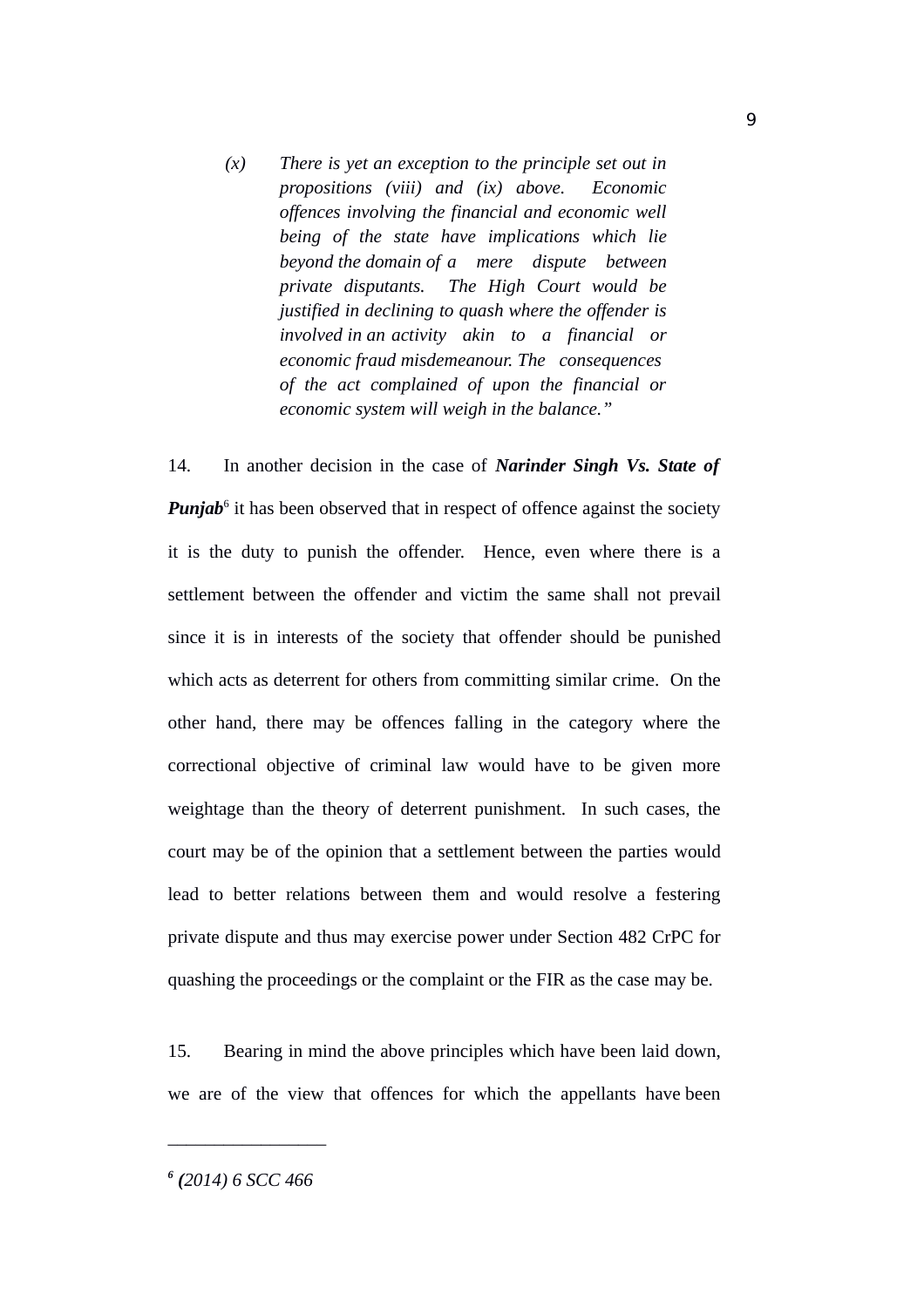> *(x) There is yet an exception to the principle set out in propositions (viii) and (ix) above. Economic offences involving the financial and economic well being of the state have implications which lie beyond the domain of a mere dispute between private disputants. The High Court would be justified in declining to quash where the offender is involved in an activity akin to a financial or economic fraud misdemeanour. The consequences of the act complained of upon the financial or economic system will weigh in the balance."*

14. In another decision in the case of ***Narinder Singh Vs. State of Punjab***[6] it has been observed that in respect of offence against the society it is the duty to punish the offender. Hence, even where there is a settlement between the offender and victim the same shall not prevail since it is in interests of the society that offender should be punished which acts as deterrent for others from committing similar crime. On the other hand, there may be offences falling in the category where the correctional objective of criminal law would have to be given more weightage than the theory of deterrent punishment. In such cases, the court may be of the opinion that a settlement between the parties would lead to better relations between them and would resolve a festering private dispute and thus may exercise power under Section 482 CrPC for quashing the proceedings or the complaint or the FIR as the case may be.

15. Bearing in mind the above principles which have been laid down, we are of the view that offences for which the appellants have been

---

[6] *(2014) 6 SCC 466*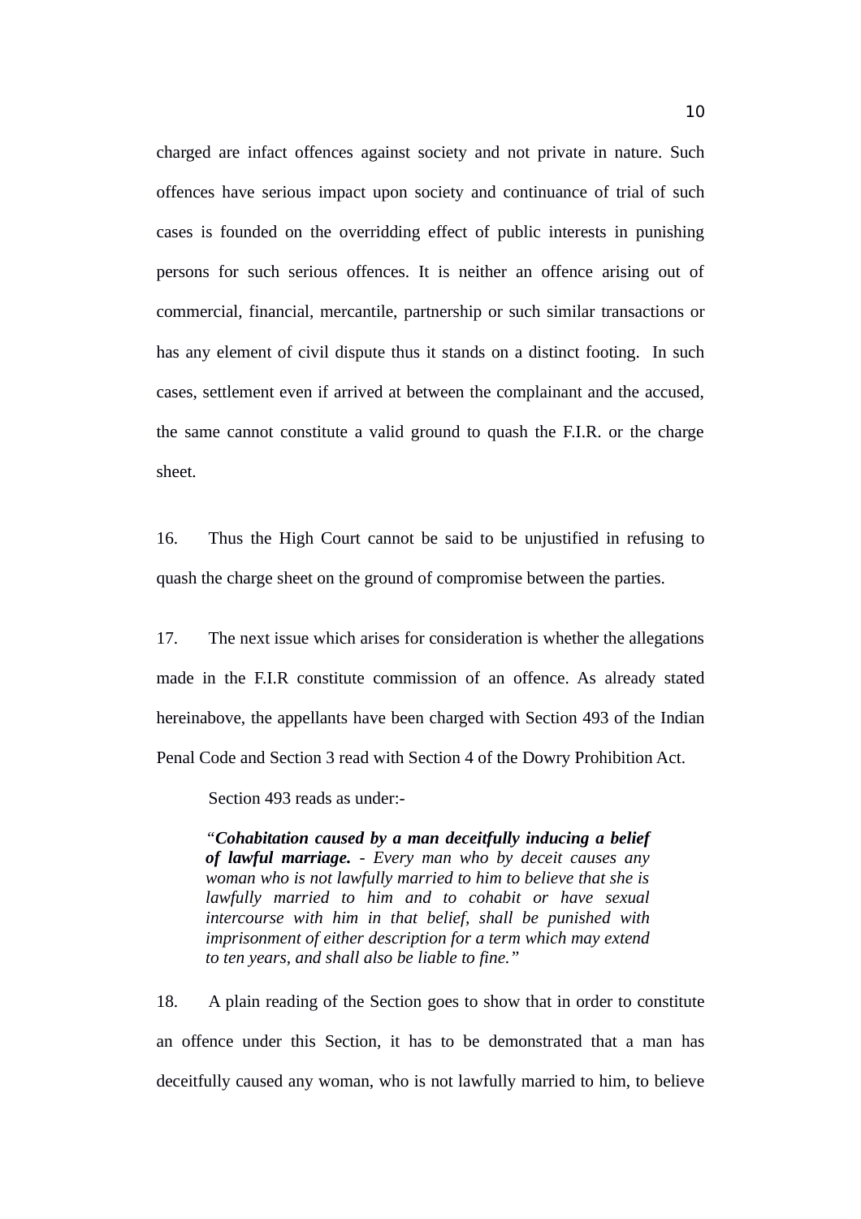charged are infact offences against society and not private in nature. Such offences have serious impact upon society and continuance of trial of such cases is founded on the overridding effect of public interests in punishing persons for such serious offences. It is neither an offence arising out of commercial, financial, mercantile, partnership or such similar transactions or has any element of civil dispute thus it stands on a distinct footing. In such cases, settlement even if arrived at between the complainant and the accused, the same cannot constitute a valid ground to quash the F.I.R. or the charge sheet.

16. Thus the High Court cannot be said to be unjustified in refusing to quash the charge sheet on the ground of compromise between the parties.

17. The next issue which arises for consideration is whether the allegations made in the F.I.R constitute commission of an offence. As already stated hereinabove, the appellants have been charged with Section 493 of the Indian Penal Code and Section 3 read with Section 4 of the Dowry Prohibition Act.

Section 493 reads as under:-

> *"**Cohabitation caused by a man deceitfully inducing a belief of lawful marriage.** - Every man who by deceit causes any woman who is not lawfully married to him to believe that she is lawfully married to him and to cohabit or have sexual intercourse with him in that belief, shall be punished with imprisonment of either description for a term which may extend to ten years, and shall also be liable to fine."*

18. A plain reading of the Section goes to show that in order to constitute an offence under this Section, it has to be demonstrated that a man has deceitfully caused any woman, who is not lawfully married to him, to believe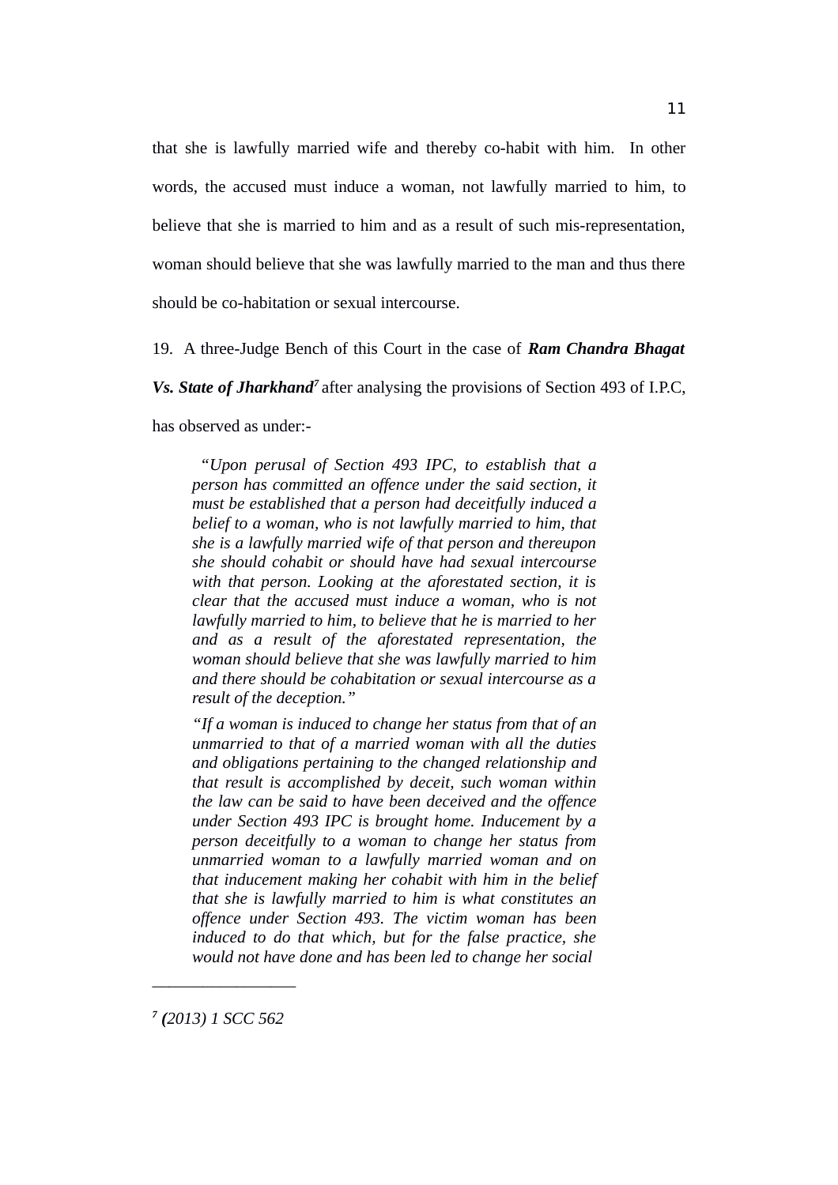that she is lawfully married wife and thereby co-habit with him. In other words, the accused must induce a woman, not lawfully married to him, to believe that she is married to him and as a result of such mis-representation, woman should believe that she was lawfully married to the man and thus there should be co-habitation or sexual intercourse.

19. A three-Judge Bench of this Court in the case of ***Ram Chandra Bhagat Vs. State of Jharkhand***[7] after analysing the provisions of Section 493 of I.P.C, has observed as under:-

> *"Upon perusal of Section 493 IPC, to establish that a person has committed an offence under the said section, it must be established that a person had deceitfully induced a belief to a woman, who is not lawfully married to him, that she is a lawfully married wife of that person and thereupon she should cohabit or should have had sexual intercourse with that person. Looking at the aforestated section, it is clear that the accused must induce a woman, who is not lawfully married to him, to believe that he is married to her and as a result of the aforestated representation, the woman should believe that she was lawfully married to him and there should be cohabitation or sexual intercourse as a result of the deception."*
>
> *"If a woman is induced to change her status from that of an unmarried to that of a married woman with all the duties and obligations pertaining to the changed relationship and that result is accomplished by deceit, such woman within the law can be said to have been deceived and the offence under Section 493 IPC is brought home. Inducement by a person deceitfully to a woman to change her status from unmarried woman to a lawfully married woman and on that inducement making her cohabit with him in the belief that she is lawfully married to him is what constitutes an offence under Section 493. The victim woman has been induced to do that which, but for the false practice, she would not have done and has been led to change her social*

---

[7] *(2013) 1 SCC 562*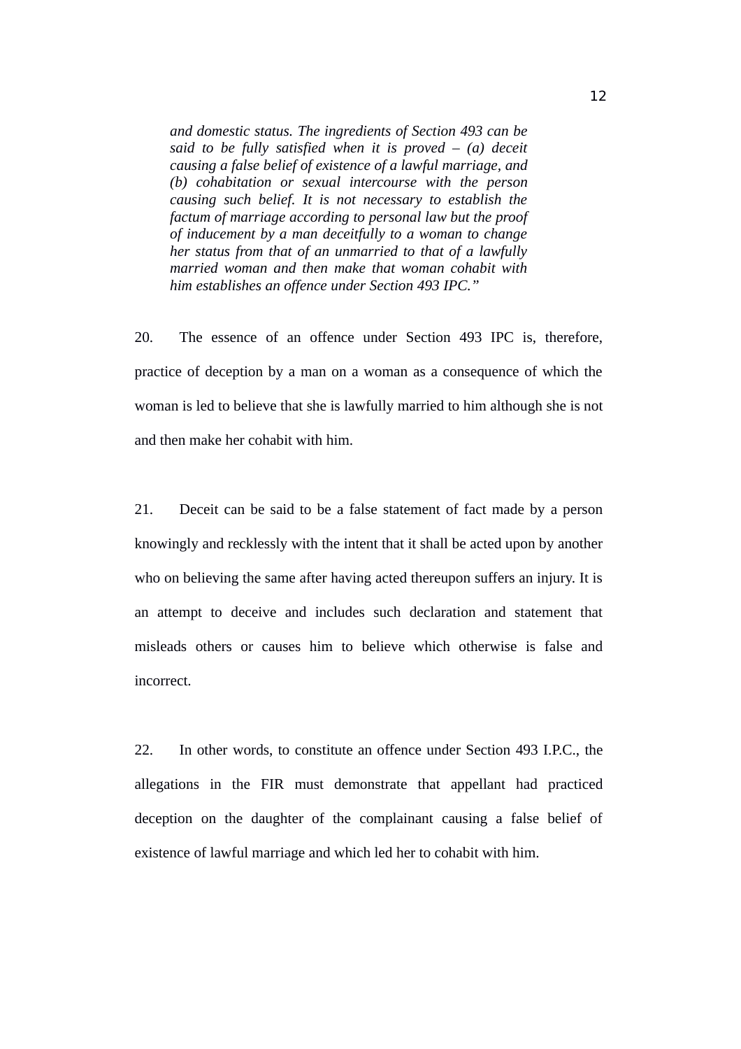> *and domestic status. The ingredients of Section 493 can be said to be fully satisfied when it is proved – (a) deceit causing a false belief of existence of a lawful marriage, and (b) cohabitation or sexual intercourse with the person causing such belief. It is not necessary to establish the factum of marriage according to personal law but the proof of inducement by a man deceitfully to a woman to change her status from that of an unmarried to that of a lawfully married woman and then make that woman cohabit with him establishes an offence under Section 493 IPC."*

20. The essence of an offence under Section 493 IPC is, therefore, practice of deception by a man on a woman as a consequence of which the woman is led to believe that she is lawfully married to him although she is not and then make her cohabit with him.

21. Deceit can be said to be a false statement of fact made by a person knowingly and recklessly with the intent that it shall be acted upon by another who on believing the same after having acted thereupon suffers an injury. It is an attempt to deceive and includes such declaration and statement that misleads others or causes him to believe which otherwise is false and incorrect.

22. In other words, to constitute an offence under Section 493 I.P.C., the allegations in the FIR must demonstrate that appellant had practiced deception on the daughter of the complainant causing a false belief of existence of lawful marriage and which led her to cohabit with him.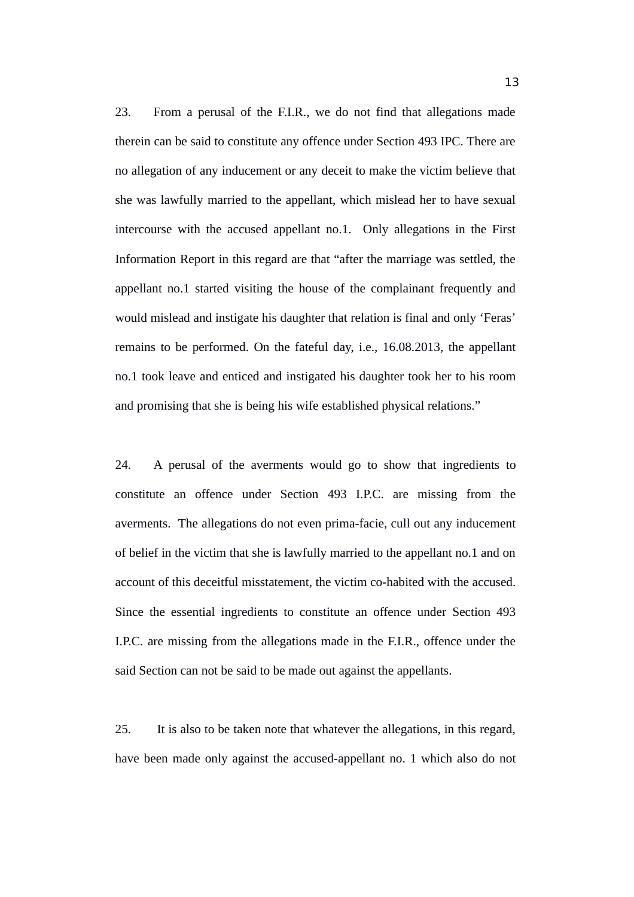23. From a perusal of the F.I.R., we do not find that allegations made therein can be said to constitute any offence under Section 493 IPC. There are no allegation of any inducement or any deceit to make the victim believe that she was lawfully married to the appellant, which mislead her to have sexual intercourse with the accused appellant no.1. Only allegations in the First Information Report in this regard are that "after the marriage was settled, the appellant no.1 started visiting the house of the complainant frequently and would mislead and instigate his daughter that relation is final and only 'Feras' remains to be performed. On the fateful day, i.e., 16.08.2013, the appellant no.1 took leave and enticed and instigated his daughter took her to his room and promising that she is being his wife established physical relations."

24. A perusal of the averments would go to show that ingredients to constitute an offence under Section 493 I.P.C. are missing from the averments. The allegations do not even prima-facie, cull out any inducement of belief in the victim that she is lawfully married to the appellant no.1 and on account of this deceitful misstatement, the victim co-habited with the accused. Since the essential ingredients to constitute an offence under Section 493 I.P.C. are missing from the allegations made in the F.I.R., offence under the said Section can not be said to be made out against the appellants.

25. It is also to be taken note that whatever the allegations, in this regard, have been made only against the accused-appellant no. 1 which also do not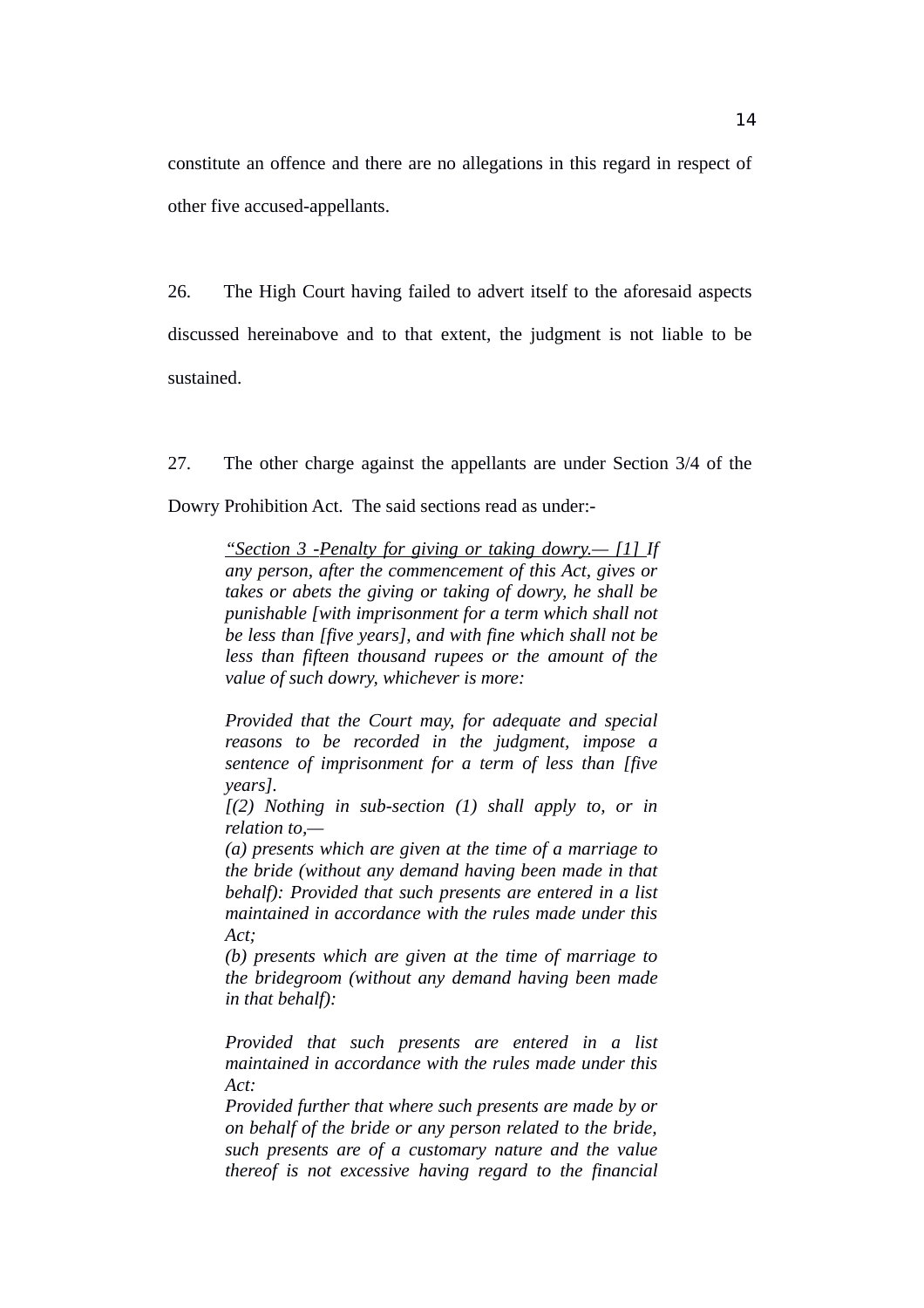constitute an offence and there are no allegations in this regard in respect of other five accused-appellants.

26. The High Court having failed to advert itself to the aforesaid aspects discussed hereinabove and to that extent, the judgment is not liable to be sustained.

27. The other charge against the appellants are under Section 3/4 of the Dowry Prohibition Act. The said sections read as under:-

> *"<u>Section 3 -Penalty for giving or taking dowry.— [1]</u> If any person, after the commencement of this Act, gives or takes or abets the giving or taking of dowry, he shall be punishable [with imprisonment for a term which shall not be less than [five years], and with fine which shall not be less than fifteen thousand rupees or the amount of the value of such dowry, whichever is more:*
>
> *Provided that the Court may, for adequate and special reasons to be recorded in the judgment, impose a sentence of imprisonment for a term of less than [five years].*
>
> *[(2) Nothing in sub-section (1) shall apply to, or in relation to,—*
>
> *(a) presents which are given at the time of a marriage to the bride (without any demand having been made in that behalf): Provided that such presents are entered in a list maintained in accordance with the rules made under this Act;*
>
> *(b) presents which are given at the time of marriage to the bridegroom (without any demand having been made in that behalf):*
>
> *Provided that such presents are entered in a list maintained in accordance with the rules made under this Act:*
>
> *Provided further that where such presents are made by or on behalf of the bride or any person related to the bride, such presents are of a customary nature and the value thereof is not excessive having regard to the financial*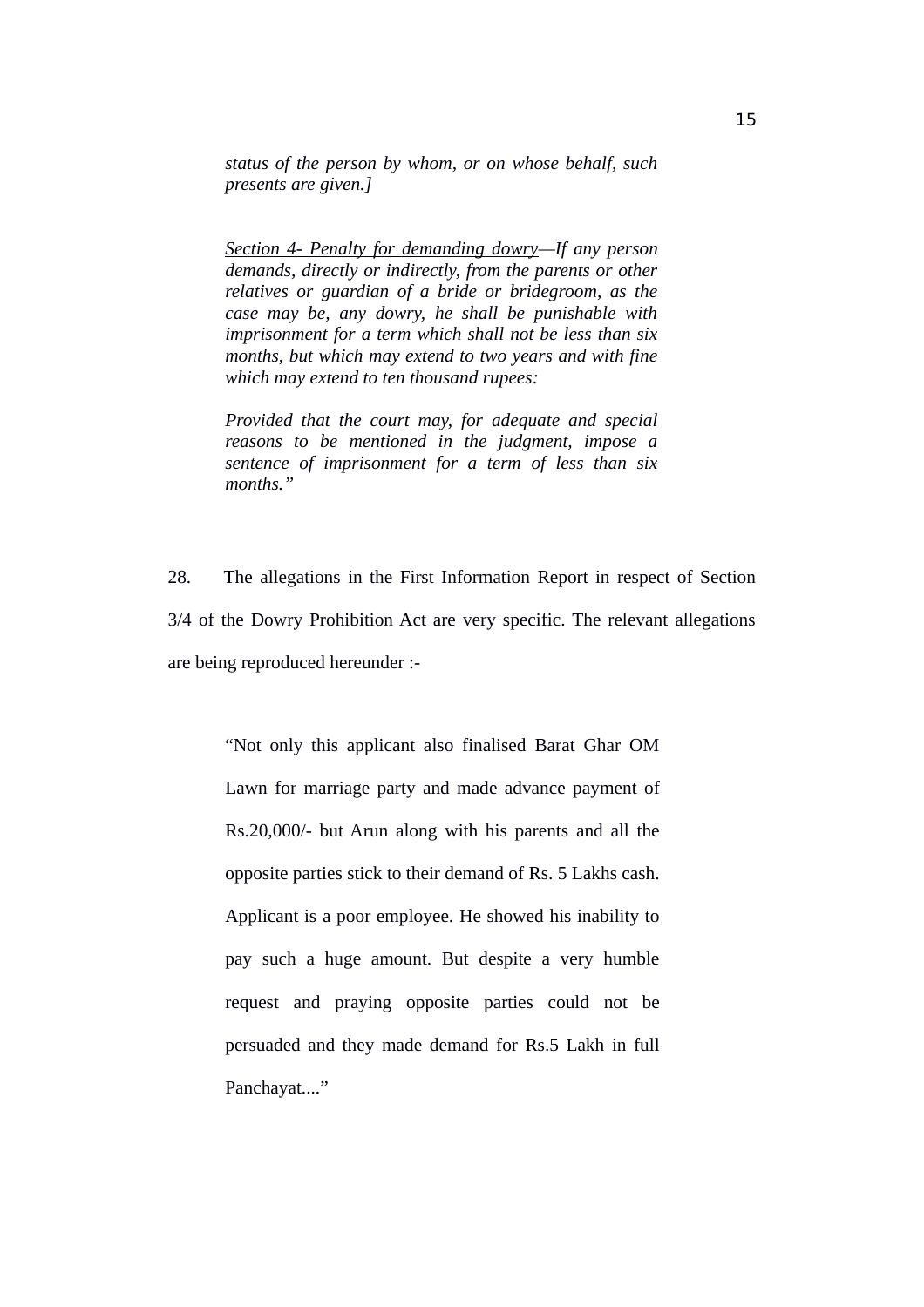> *status of the person by whom, or on whose behalf, such presents are given.]*
>
> *<u>Section 4- Penalty for demanding dowry</u>—If any person demands, directly or indirectly, from the parents or other relatives or guardian of a bride or bridegroom, as the case may be, any dowry, he shall be punishable with imprisonment for a term which shall not be less than six months, but which may extend to two years and with fine which may extend to ten thousand rupees:*
>
> *Provided that the court may, for adequate and special reasons to be mentioned in the judgment, impose a sentence of imprisonment for a term of less than six months."*

28. The allegations in the First Information Report in respect of Section 3/4 of the Dowry Prohibition Act are very specific. The relevant allegations are being reproduced hereunder :-

> "Not only this applicant also finalised Barat Ghar OM Lawn for marriage party and made advance payment of Rs.20,000/- but Arun along with his parents and all the opposite parties stick to their demand of Rs. 5 Lakhs cash. Applicant is a poor employee. He showed his inability to pay such a huge amount. But despite a very humble request and praying opposite parties could not be persuaded and they made demand for Rs.5 Lakh in full Panchayat...."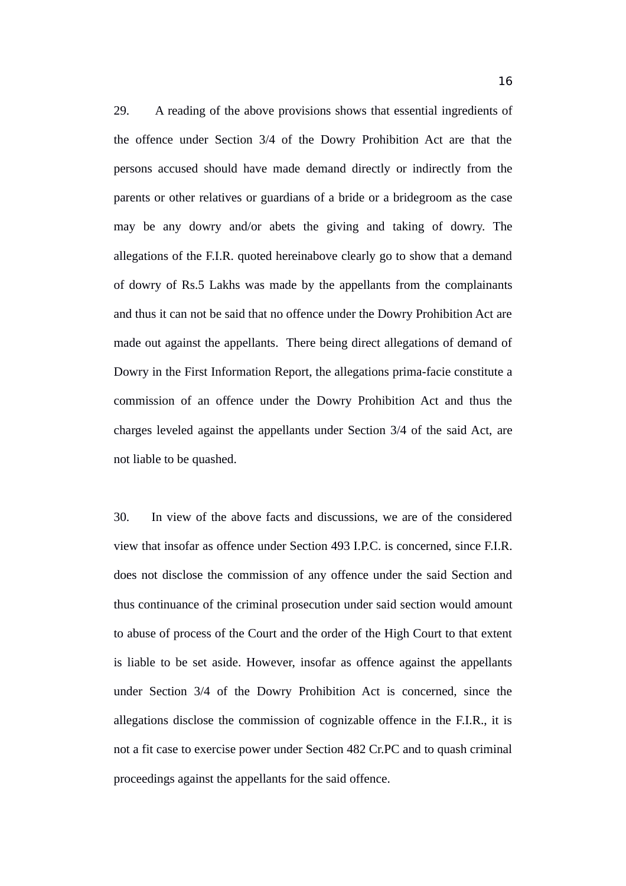29. A reading of the above provisions shows that essential ingredients of the offence under Section 3/4 of the Dowry Prohibition Act are that the persons accused should have made demand directly or indirectly from the parents or other relatives or guardians of a bride or a bridegroom as the case may be any dowry and/or abets the giving and taking of dowry. The allegations of the F.I.R. quoted hereinabove clearly go to show that a demand of dowry of Rs.5 Lakhs was made by the appellants from the complainants and thus it can not be said that no offence under the Dowry Prohibition Act are made out against the appellants. There being direct allegations of demand of Dowry in the First Information Report, the allegations prima-facie constitute a commission of an offence under the Dowry Prohibition Act and thus the charges leveled against the appellants under Section 3/4 of the said Act, are not liable to be quashed.

30. In view of the above facts and discussions, we are of the considered view that insofar as offence under Section 493 I.P.C. is concerned, since F.I.R. does not disclose the commission of any offence under the said Section and thus continuance of the criminal prosecution under said section would amount to abuse of process of the Court and the order of the High Court to that extent is liable to be set aside. However, insofar as offence against the appellants under Section 3/4 of the Dowry Prohibition Act is concerned, since the allegations disclose the commission of cognizable offence in the F.I.R., it is not a fit case to exercise power under Section 482 Cr.PC and to quash criminal proceedings against the appellants for the said offence.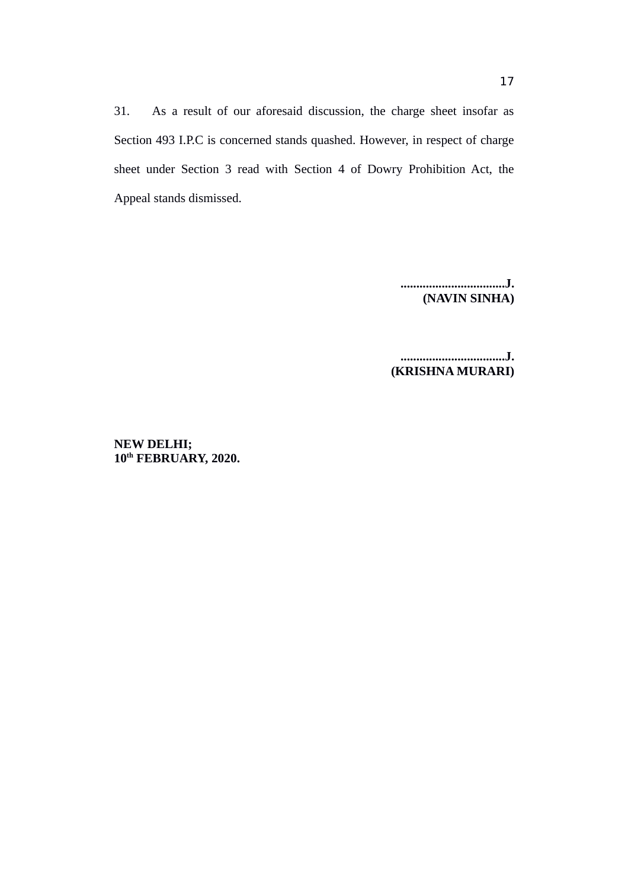31. As a result of our aforesaid discussion, the charge sheet insofar as Section 493 I.P.C is concerned stands quashed. However, in respect of charge sheet under Section 3 read with Section 4 of Dowry Prohibition Act, the Appeal stands dismissed.

**..................................J.**
**(NAVIN SINHA)**

**..................................J.**
**(KRISHNA MURARI)**

**NEW DELHI;**
**10th FEBRUARY, 2020.**